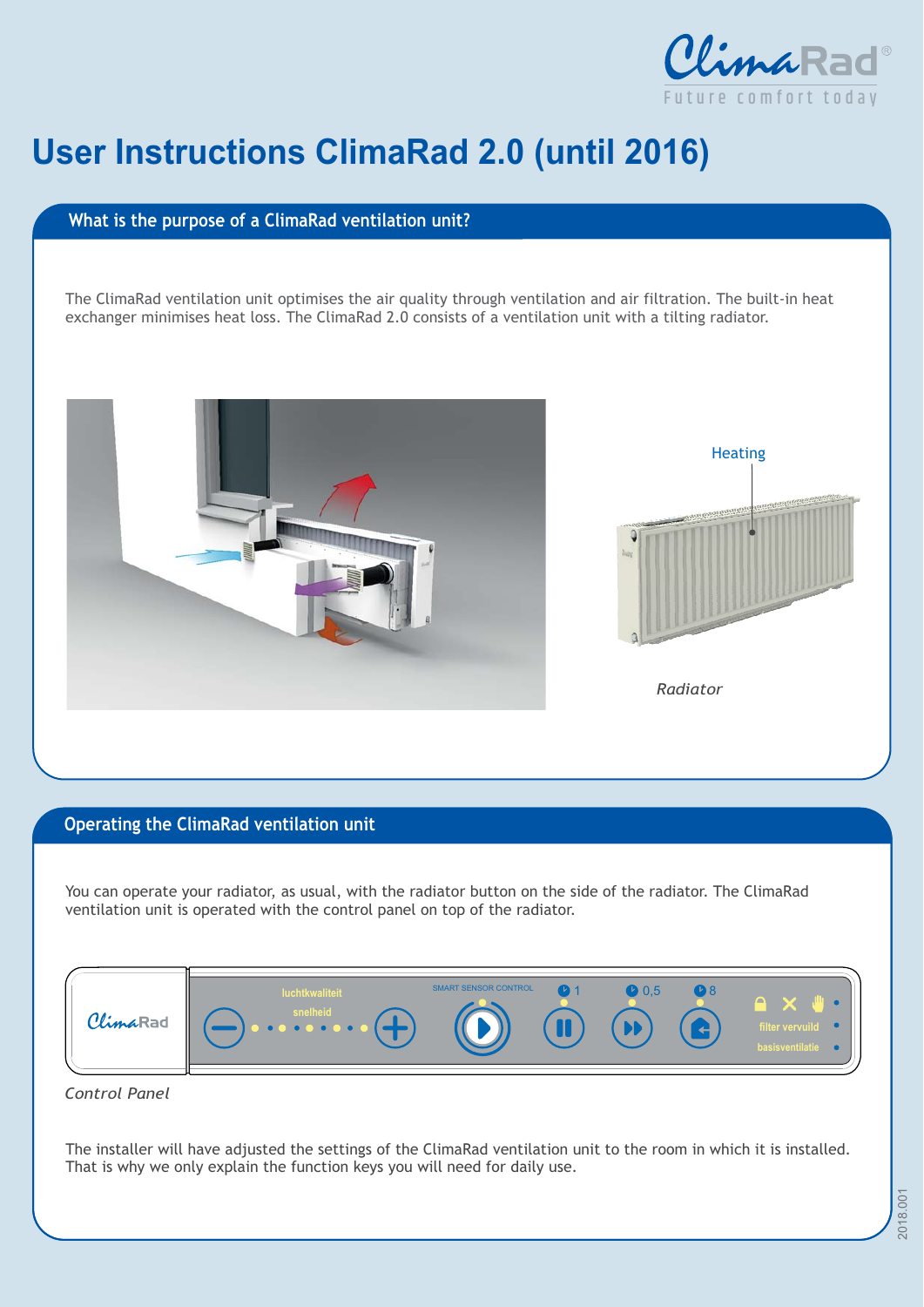# User Instructions ClimaRad 2.0 (until 2016)

## What is the purpose of a ClimaRad ventilation unit?

The ClimaRad ventilation unit optimises the air quality through ventilation and air filtration. The built-in heat exchanger minimises heat loss. The ClimaRad 2.0 consists of a ventilation unit with a tilting radiator.

Heating

*Radiator*

## Operating the ClimaRad ventilation unit

You can operate your radiator, as usual, with the radiator button on the side of the radiator. The ClimaRad ventilation unit is operated with the control panel on top of the radiator.

*Control Panel*

The installer will have adjusted the settings of the ClimaRad ventilation unit to the room in which it is installed. That is why we only explain the function keys you will need for daily use.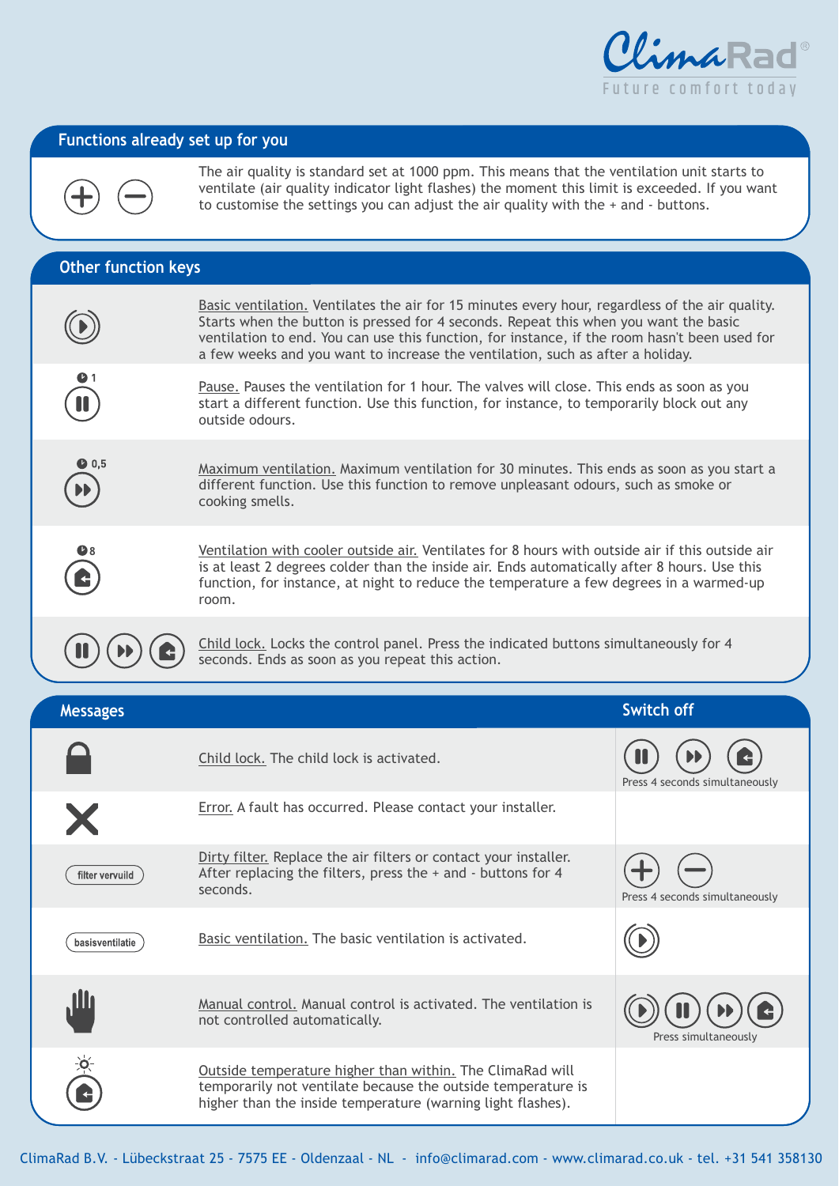ClimaRad®
Future comfort today

## Functions already set up for you

The air quality is standard set at 1000 ppm. This means that the ventilation unit starts to ventilate (air quality indicator light flashes) the moment this limit is exceeded. If you want to customise the settings you can adjust the air quality with the + and - buttons.

## Other function keys

| | |
|---|---|
| | Basic ventilation. Ventilates the air for 15 minutes every hour, regardless of the air quality. Starts when the button is pressed for 4 seconds. Repeat this when you want the basic ventilation to end. You can use this function, for instance, if the room hasn't been used for a few weeks and you want to increase the ventilation, such as after a holiday. |
| 1 | Pause. Pauses the ventilation for 1 hour. The valves will close. This ends as soon as you start a different function. Use this function, for instance, to temporarily block out any outside odours. |
| 0,5 | Maximum ventilation. Maximum ventilation for 30 minutes. This ends as soon as you start a different function. Use this function to remove unpleasant odours, such as smoke or cooking smells. |
| 8 | Ventilation with cooler outside air. Ventilates for 8 hours with outside air if this outside air is at least 2 degrees colder than the inside air. Ends automatically after 8 hours. Use this function, for instance, at night to reduce the temperature a few degrees in a warmed-up room. |
| | Child lock. Locks the control panel. Press the indicated buttons simultaneously for 4 seconds. Ends as soon as you repeat this action. |

## Messages

| | Messages | Switch off |
|---|---|---|
| | Child lock. The child lock is activated. | Press 4 seconds simultaneously |
| | Error. A fault has occurred. Please contact your installer. | |
| filter vervuild | Dirty filter. Replace the air filters or contact your installer. After replacing the filters, press the + and - buttons for 4 seconds. | Press 4 seconds simultaneously |
| basisventilatie | Basic ventilation. The basic ventilation is activated. | |
| | Manual control. Manual control is activated. The ventilation is not controlled automatically. | Press simultaneously |
| | Outside temperature higher than within. The ClimaRad will temporarily not ventilate because the outside temperature is higher than the inside temperature (warning light flashes). | |

ClimaRad B.V. - Lübeckstraat 25 - 7575 EE - Oldenzaal - NL - info@climarad.com - www.climarad.co.uk - tel. +31 541 358130